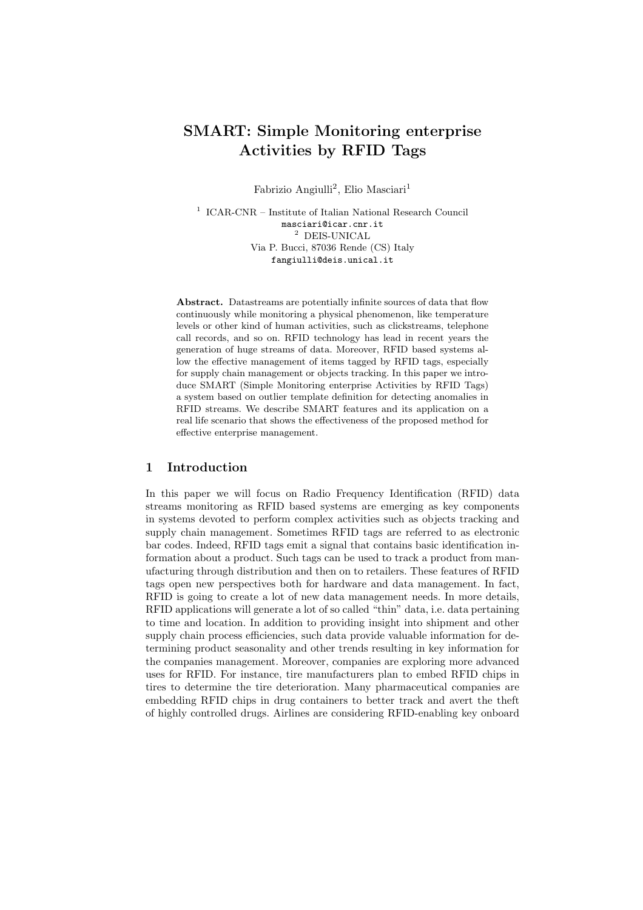# SMART: Simple Monitoring enterprise Activities by RFID Tags

Fabrizio Angiulli[2], Elio Masciari[1]

[1] ICAR-CNR – Institute of Italian National Research Council
masciari@icar.cnr.it
[2] DEIS-UNICAL
Via P. Bucci, 87036 Rende (CS) Italy
fangiulli@deis.unical.it

**Abstract.** Datastreams are potentially infinite sources of data that flow continuously while monitoring a physical phenomenon, like temperature levels or other kind of human activities, such as clickstreams, telephone call records, and so on. RFID technology has lead in recent years the generation of huge streams of data. Moreover, RFID based systems allow the effective management of items tagged by RFID tags, especially for supply chain management or objects tracking. In this paper we introduce SMART (Simple Monitoring enterprise Activities by RFID Tags) a system based on outlier template definition for detecting anomalies in RFID streams. We describe SMART features and its application on a real life scenario that shows the effectiveness of the proposed method for effective enterprise management.

## 1 Introduction

In this paper we will focus on Radio Frequency Identification (RFID) data streams monitoring as RFID based systems are emerging as key components in systems devoted to perform complex activities such as objects tracking and supply chain management. Sometimes RFID tags are referred to as electronic bar codes. Indeed, RFID tags emit a signal that contains basic identification information about a product. Such tags can be used to track a product from manufacturing through distribution and then on to retailers. These features of RFID tags open new perspectives both for hardware and data management. In fact, RFID is going to create a lot of new data management needs. In more details, RFID applications will generate a lot of so called "thin" data, i.e. data pertaining to time and location. In addition to providing insight into shipment and other supply chain process efficiencies, such data provide valuable information for determining product seasonality and other trends resulting in key information for the companies management. Moreover, companies are exploring more advanced uses for RFID. For instance, tire manufacturers plan to embed RFID chips in tires to determine the tire deterioration. Many pharmaceutical companies are embedding RFID chips in drug containers to better track and avert the theft of highly controlled drugs. Airlines are considering RFID-enabling key onboard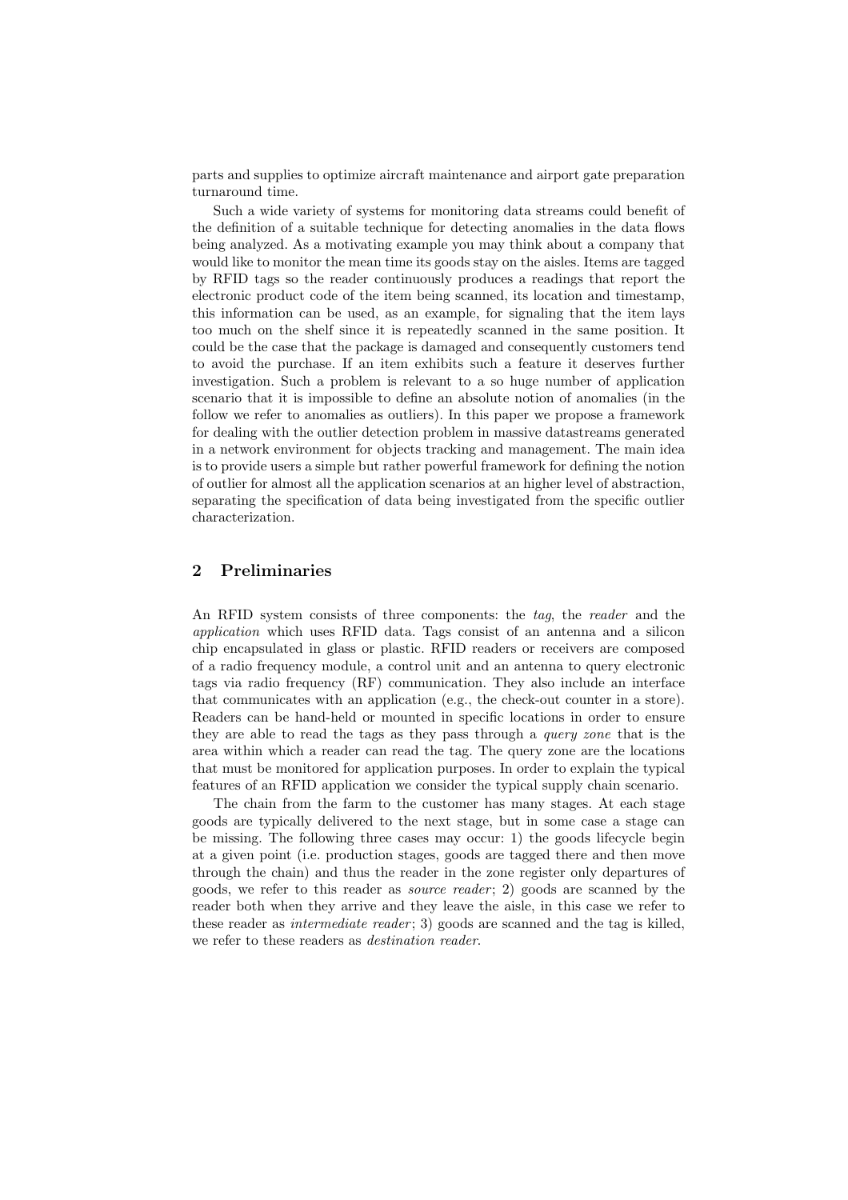parts and supplies to optimize aircraft maintenance and airport gate preparation turnaround time.

Such a wide variety of systems for monitoring data streams could benefit of the definition of a suitable technique for detecting anomalies in the data flows being analyzed. As a motivating example you may think about a company that would like to monitor the mean time its goods stay on the aisles. Items are tagged by RFID tags so the reader continuously produces a readings that report the electronic product code of the item being scanned, its location and timestamp, this information can be used, as an example, for signaling that the item lays too much on the shelf since it is repeatedly scanned in the same position. It could be the case that the package is damaged and consequently customers tend to avoid the purchase. If an item exhibits such a feature it deserves further investigation. Such a problem is relevant to a so huge number of application scenario that it is impossible to define an absolute notion of anomalies (in the follow we refer to anomalies as outliers). In this paper we propose a framework for dealing with the outlier detection problem in massive datastreams generated in a network environment for objects tracking and management. The main idea is to provide users a simple but rather powerful framework for defining the notion of outlier for almost all the application scenarios at an higher level of abstraction, separating the specification of data being investigated from the specific outlier characterization.

## 2 Preliminaries

An RFID system consists of three components: the *tag*, the *reader* and the *application* which uses RFID data. Tags consist of an antenna and a silicon chip encapsulated in glass or plastic. RFID readers or receivers are composed of a radio frequency module, a control unit and an antenna to query electronic tags via radio frequency (RF) communication. They also include an interface that communicates with an application (e.g., the check-out counter in a store). Readers can be hand-held or mounted in specific locations in order to ensure they are able to read the tags as they pass through a *query zone* that is the area within which a reader can read the tag. The query zone are the locations that must be monitored for application purposes. In order to explain the typical features of an RFID application we consider the typical supply chain scenario.

The chain from the farm to the customer has many stages. At each stage goods are typically delivered to the next stage, but in some case a stage can be missing. The following three cases may occur: 1) the goods lifecycle begin at a given point (i.e. production stages, goods are tagged there and then move through the chain) and thus the reader in the zone register only departures of goods, we refer to this reader as *source reader*; 2) goods are scanned by the reader both when they arrive and they leave the aisle, in this case we refer to these reader as *intermediate reader*; 3) goods are scanned and the tag is killed, we refer to these readers as *destination reader*.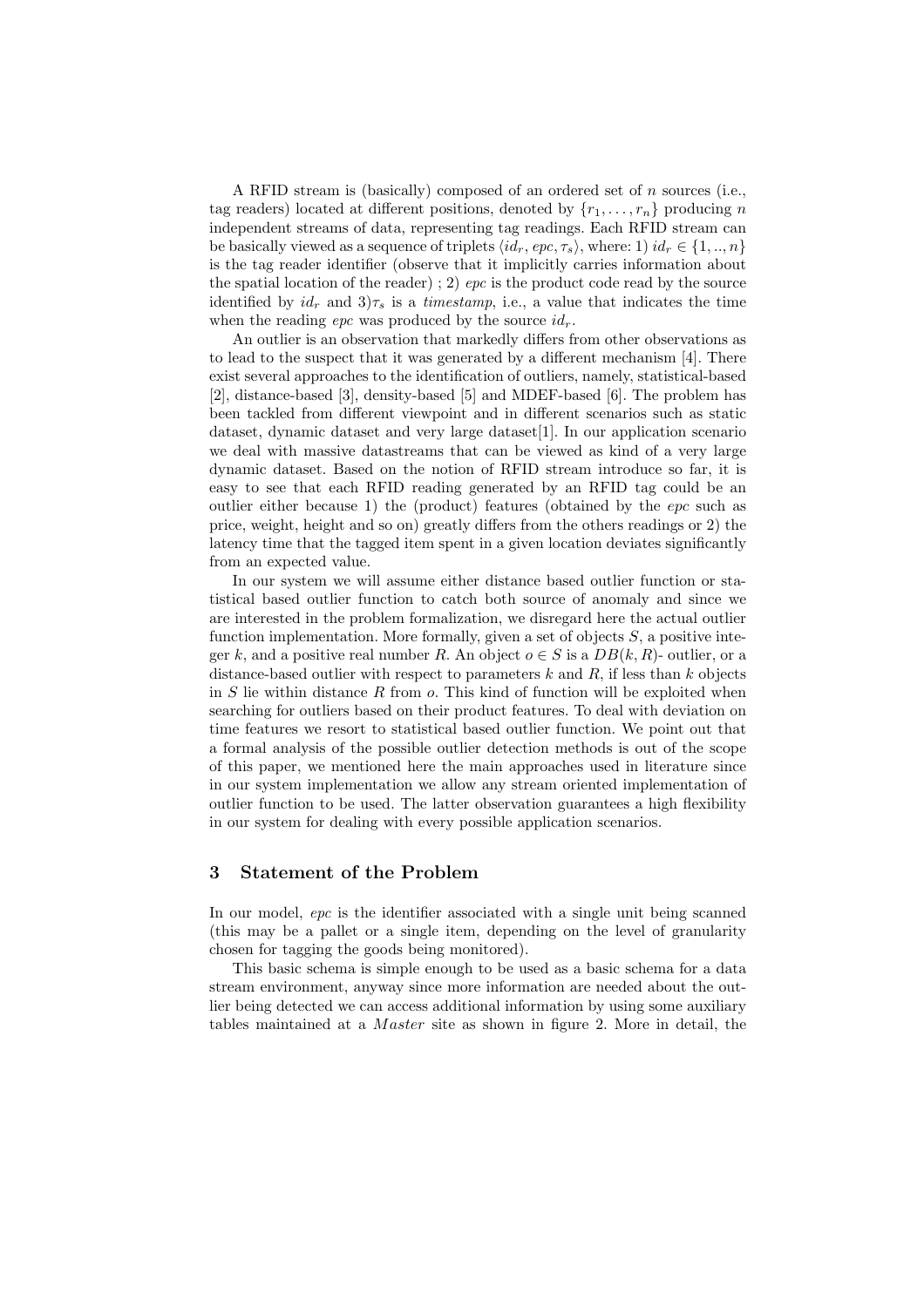A RFID stream is (basically) composed of an ordered set of $n$ sources (i.e., tag readers) located at different positions, denoted by $\{r_1, \ldots, r_n\}$ producing $n$ independent streams of data, representing tag readings. Each RFID stream can be basically viewed as a sequence of triplets $\langle id_r, epc, \tau_s \rangle$, where: 1) $id_r \in \{1, .., n\}$ is the tag reader identifier (observe that it implicitly carries information about the spatial location of the reader) ; 2) *epc* is the product code read by the source identified by $id_r$ and 3)$\tau_s$ is a *timestamp*, i.e., a value that indicates the time when the reading *epc* was produced by the source $id_r$.

An outlier is an observation that markedly differs from other observations as to lead to the suspect that it was generated by a different mechanism [4]. There exist several approaches to the identification of outliers, namely, statistical-based [2], distance-based [3], density-based [5] and MDEF-based [6]. The problem has been tackled from different viewpoint and in different scenarios such as static dataset, dynamic dataset and very large dataset[1]. In our application scenario we deal with massive datastreams that can be viewed as kind of a very large dynamic dataset. Based on the notion of RFID stream introduce so far, it is easy to see that each RFID reading generated by an RFID tag could be an outlier either because 1) the (product) features (obtained by the *epc* such as price, weight, height and so on) greatly differs from the others readings or 2) the latency time that the tagged item spent in a given location deviates significantly from an expected value.

In our system we will assume either distance based outlier function or statistical based outlier function to catch both source of anomaly and since we are interested in the problem formalization, we disregard here the actual outlier function implementation. More formally, given a set of objects $S$, a positive integer $k$, and a positive real number $R$. An object $o \in S$ is a $DB(k, R)$- outlier, or a distance-based outlier with respect to parameters $k$ and $R$, if less than $k$ objects in $S$ lie within distance $R$ from $o$. This kind of function will be exploited when searching for outliers based on their product features. To deal with deviation on time features we resort to statistical based outlier function. We point out that a formal analysis of the possible outlier detection methods is out of the scope of this paper, we mentioned here the main approaches used in literature since in our system implementation we allow any stream oriented implementation of outlier function to be used. The latter observation guarantees a high flexibility in our system for dealing with every possible application scenarios.

## 3 Statement of the Problem

In our model, *epc* is the identifier associated with a single unit being scanned (this may be a pallet or a single item, depending on the level of granularity chosen for tagging the goods being monitored).

This basic schema is simple enough to be used as a basic schema for a data stream environment, anyway since more information are needed about the outlier being detected we can access additional information by using some auxiliary tables maintained at a *Master* site as shown in figure 2. More in detail, the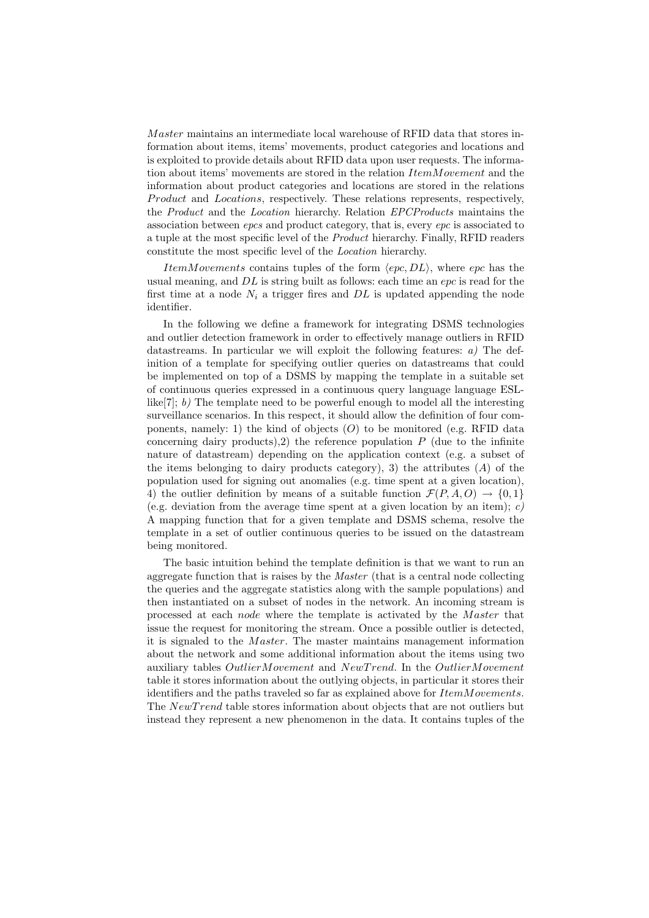$Master$ maintains an intermediate local warehouse of RFID data that stores information about items, items' movements, product categories and locations and is exploited to provide details about RFID data upon user requests. The information about items' movements are stored in the relation $ItemMovement$ and the information about product categories and locations are stored in the relations $Product$ and $Locations$, respectively. These relations represents, respectively, the *Product* and the *Location* hierarchy. Relation *EPCProducts* maintains the association between *epcs* and product category, that is, every *epc* is associated to a tuple at the most specific level of the *Product* hierarchy. Finally, RFID readers constitute the most specific level of the *Location* hierarchy.

$ItemMovements$ contains tuples of the form $\langle epc, DL \rangle$, where *epc* has the usual meaning, and $DL$ is string built as follows: each time an *epc* is read for the first time at a node $N_i$ a trigger fires and $DL$ is updated appending the node identifier.

In the following we define a framework for integrating DSMS technologies and outlier detection framework in order to effectively manage outliers in RFID datastreams. In particular we will exploit the following features: *a)* The definition of a template for specifying outlier queries on datastreams that could be implemented on top of a DSMS by mapping the template in a suitable set of continuous queries expressed in a continuous query language language ESL-like[7]; *b)* The template need to be powerful enough to model all the interesting surveillance scenarios. In this respect, it should allow the definition of four components, namely: 1) the kind of objects ($O$) to be monitored (e.g. RFID data concerning dairy products),2) the reference population $P$ (due to the infinite nature of datastream) depending on the application context (e.g. a subset of the items belonging to dairy products category), 3) the attributes ($A$) of the population used for signing out anomalies (e.g. time spent at a given location), 4) the outlier definition by means of a suitable function $\mathcal{F}(P, A, O) \rightarrow \{0, 1\}$ (e.g. deviation from the average time spent at a given location by an item); *c)* A mapping function that for a given template and DSMS schema, resolve the template in a set of outlier continuous queries to be issued on the datastream being monitored.

The basic intuition behind the template definition is that we want to run an aggregate function that is raises by the $Master$ (that is a central node collecting the queries and the aggregate statistics along with the sample populations) and then instantiated on a subset of nodes in the network. An incoming stream is processed at each *node* where the template is activated by the $Master$ that issue the request for monitoring the stream. Once a possible outlier is detected, it is signaled to the $Master$. The master maintains management information about the network and some additional information about the items using two auxiliary tables $OutlierMovement$ and $NewTrend$. In the $OutlierMovement$ table it stores information about the outlying objects, in particular it stores their identifiers and the paths traveled so far as explained above for $ItemMovements$. The $NewTrend$ table stores information about objects that are not outliers but instead they represent a new phenomenon in the data. It contains tuples of the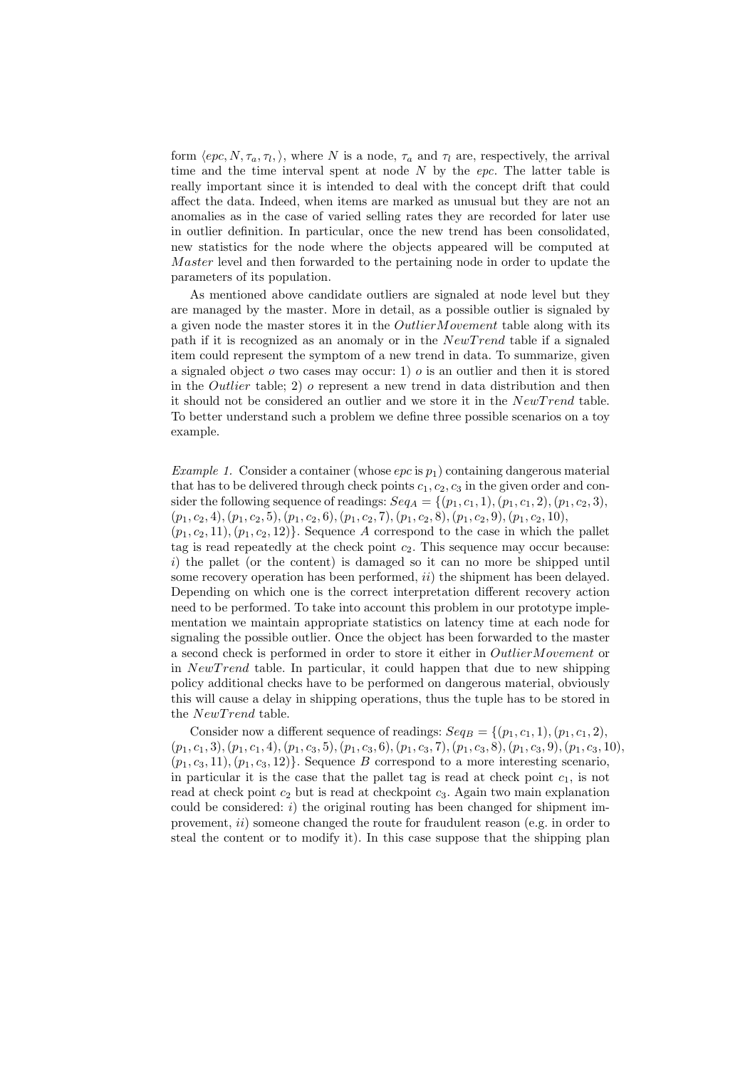form $\langle epc, N, \tau_a, \tau_l, \rangle$, where $N$ is a node, $\tau_a$ and $\tau_l$ are, respectively, the arrival time and the time interval spent at node $N$ by the *epc*. The latter table is really important since it is intended to deal with the concept drift that could affect the data. Indeed, when items are marked as unusual but they are not an anomalies as in the case of varied selling rates they are recorded for later use in outlier definition. In particular, once the new trend has been consolidated, new statistics for the node where the objects appeared will be computed at *Master* level and then forwarded to the pertaining node in order to update the parameters of its population.

As mentioned above candidate outliers are signaled at node level but they are managed by the master. More in detail, as a possible outlier is signaled by a given node the master stores it in the *OutlierMovement* table along with its path if it is recognized as an anomaly or in the *NewTrend* table if a signaled item could represent the symptom of a new trend in data. To summarize, given a signaled object $o$ two cases may occur: 1) $o$ is an outlier and then it is stored in the *Outlier* table; 2) $o$ represent a new trend in data distribution and then it should not be considered an outlier and we store it in the *NewTrend* table. To better understand such a problem we define three possible scenarios on a toy example.

*Example 1.* Consider a container (whose *epc* is $p_1$) containing dangerous material that has to be delivered through check points $c_1, c_2, c_3$ in the given order and consider the following sequence of readings: $Seq_A = \{(p_1, c_1, 1), (p_1, c_1, 2), (p_1, c_2, 3), (p_1, c_2, 4), (p_1, c_2, 5), (p_1, c_2, 6), (p_1, c_2, 7), (p_1, c_2, 8), (p_1, c_2, 9), (p_1, c_2, 10), (p_1, c_2, 11), (p_1, c_2, 12)\}$. Sequence $A$ correspond to the case in which the pallet tag is read repeatedly at the check point $c_2$. This sequence may occur because: $i$) the pallet (or the content) is damaged so it can no more be shipped until some recovery operation has been performed, $ii$) the shipment has been delayed. Depending on which one is the correct interpretation different recovery action need to be performed. To take into account this problem in our prototype implementation we maintain appropriate statistics on latency time at each node for signaling the possible outlier. Once the object has been forwarded to the master a second check is performed in order to store it either in *OutlierMovement* or in *NewTrend* table. In particular, it could happen that due to new shipping policy additional checks have to be performed on dangerous material, obviously this will cause a delay in shipping operations, thus the tuple has to be stored in the *NewTrend* table.

Consider now a different sequence of readings: $Seq_B = \{(p_1, c_1, 1), (p_1, c_1, 2), (p_1, c_1, 3), (p_1, c_1, 4), (p_1, c_3, 5), (p_1, c_3, 6), (p_1, c_3, 7), (p_1, c_3, 8), (p_1, c_3, 9), (p_1, c_3, 10), (p_1, c_3, 11), (p_1, c_3, 12)\}$. Sequence $B$ correspond to a more interesting scenario, in particular it is the case that the pallet tag is read at check point $c_1$, is not read at check point $c_2$ but is read at checkpoint $c_3$. Again two main explanation could be considered: $i$) the original routing has been changed for shipment improvement, $ii$) someone changed the route for fraudulent reason (e.g. in order to steal the content or to modify it). In this case suppose that the shipping plan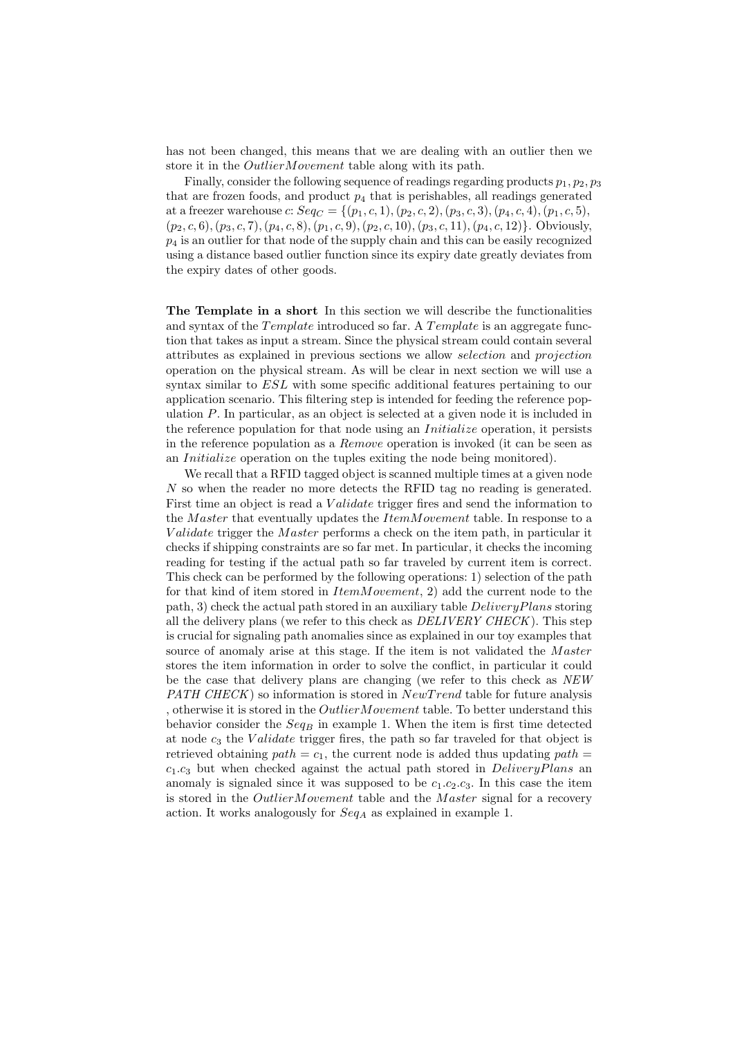has not been changed, this means that we are dealing with an outlier then we store it in the *OutlierMovement* table along with its path.

Finally, consider the following sequence of readings regarding products $p_1, p_2, p_3$ that are frozen foods, and product $p_4$ that is perishables, all readings generated at a freezer warehouse $c$: $Seq_C = \{(p_1, c, 1), (p_2, c, 2), (p_3, c, 3), (p_4, c, 4), (p_1, c, 5), (p_2, c, 6), (p_3, c, 7), (p_4, c, 8), (p_1, c, 9), (p_2, c, 10), (p_3, c, 11), (p_4, c, 12)\}$. Obviously, $p_4$ is an outlier for that node of the supply chain and this can be easily recognized using a distance based outlier function since its expiry date greatly deviates from the expiry dates of other goods.

**The Template in a short** In this section we will describe the functionalities and syntax of the *Template* introduced so far. A *Template* is an aggregate function that takes as input a stream. Since the physical stream could contain several attributes as explained in previous sections we allow *selection* and *projection* operation on the physical stream. As will be clear in next section we will use a syntax similar to *ESL* with some specific additional features pertaining to our application scenario. This filtering step is intended for feeding the reference population $P$. In particular, as an object is selected at a given node it is included in the reference population for that node using an *Initialize* operation, it persists in the reference population as a *Remove* operation is invoked (it can be seen as an *Initialize* operation on the tuples exiting the node being monitored).

We recall that a RFID tagged object is scanned multiple times at a given node $N$ so when the reader no more detects the RFID tag no reading is generated. First time an object is read a *Validate* trigger fires and send the information to the *Master* that eventually updates the *ItemMovement* table. In response to a *Validate* trigger the *Master* performs a check on the item path, in particular it checks if shipping constraints are so far met. In particular, it checks the incoming reading for testing if the actual path so far traveled by current item is correct. This check can be performed by the following operations: 1) selection of the path for that kind of item stored in *ItemMovement*, 2) add the current node to the path, 3) check the actual path stored in an auxiliary table *DeliveryPlans* storing all the delivery plans (we refer to this check as *DELIVERY CHECK*). This step is crucial for signaling path anomalies since as explained in our toy examples that source of anomaly arise at this stage. If the item is not validated the *Master* stores the item information in order to solve the conflict, in particular it could be the case that delivery plans are changing (we refer to this check as *NEW PATH CHECK*) so information is stored in *NewTrend* table for future analysis , otherwise it is stored in the *OutlierMovement* table. To better understand this behavior consider the $Seq_B$ in example 1. When the item is first time detected at node $c_3$ the *Validate* trigger fires, the path so far traveled for that object is retrieved obtaining $path = c_1$, the current node is added thus updating $path = c_1.c_3$ but when checked against the actual path stored in *DeliveryPlans* an anomaly is signaled since it was supposed to be $c_1.c_2.c_3$. In this case the item is stored in the *OutlierMovement* table and the *Master* signal for a recovery action. It works analogously for $Seq_A$ as explained in example 1.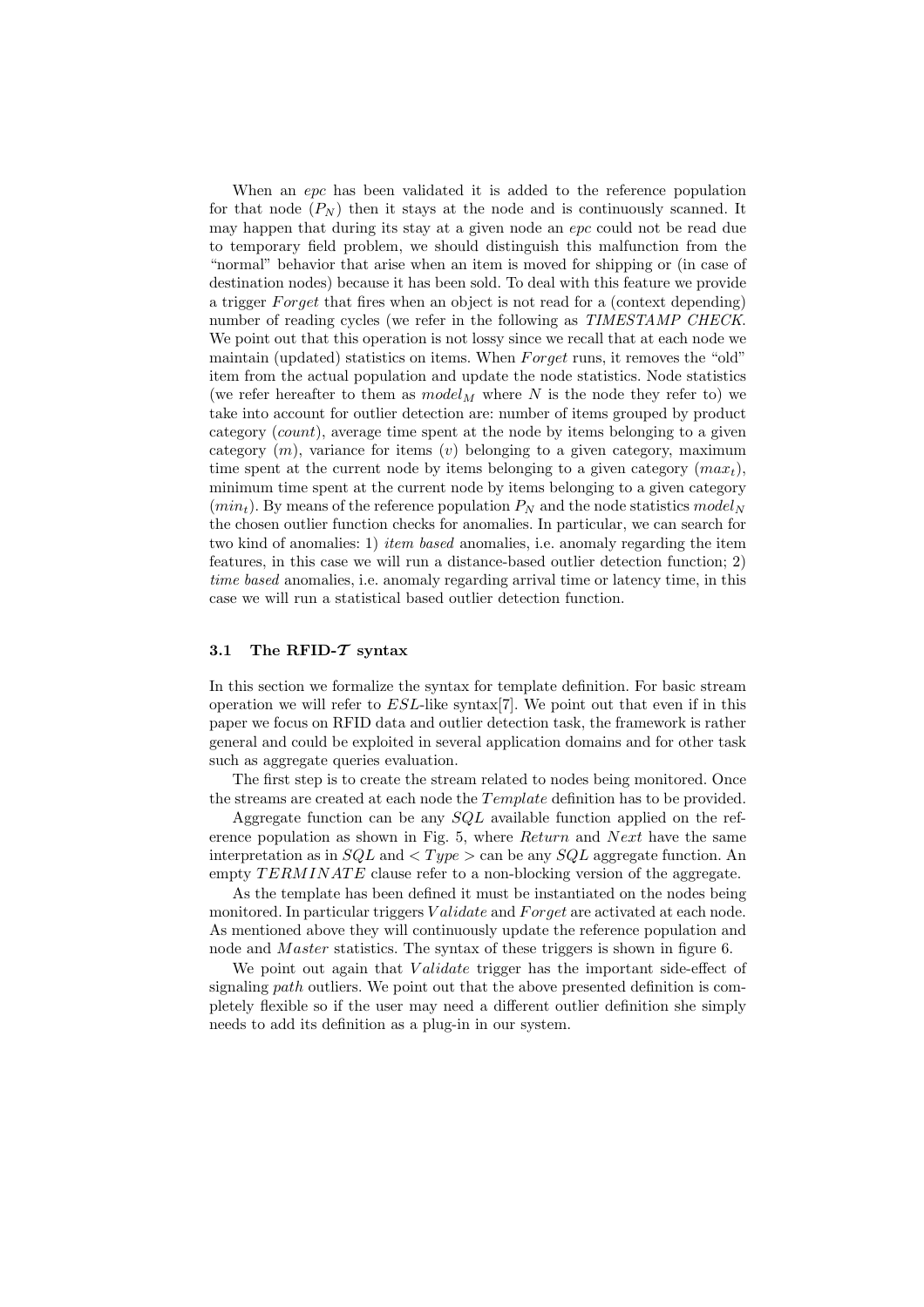When an *epc* has been validated it is added to the reference population for that node ($P_N$) then it stays at the node and is continuously scanned. It may happen that during its stay at a given node an *epc* could not be read due to temporary field problem, we should distinguish this malfunction from the "normal" behavior that arise when an item is moved for shipping or (in case of destination nodes) because it has been sold. To deal with this feature we provide a trigger $Forget$ that fires when an object is not read for a (context depending) number of reading cycles (we refer in the following as *TIMESTAMP CHECK*. We point out that this operation is not lossy since we recall that at each node we maintain (updated) statistics on items. When $Forget$ runs, it removes the "old" item from the actual population and update the node statistics. Node statistics (we refer hereafter to them as $model_M$ where $N$ is the node they refer to) we take into account for outlier detection are: number of items grouped by product category (*count*), average time spent at the node by items belonging to a given category ($m$), variance for items ($v$) belonging to a given category, maximum time spent at the current node by items belonging to a given category ($max_t$), minimum time spent at the current node by items belonging to a given category ($min_t$). By means of the reference population $P_N$ and the node statistics $model_N$ the chosen outlier function checks for anomalies. In particular, we can search for two kind of anomalies: 1) *item based* anomalies, i.e. anomaly regarding the item features, in this case we will run a distance-based outlier detection function; 2) *time based* anomalies, i.e. anomaly regarding arrival time or latency time, in this case we will run a statistical based outlier detection function.

### 3.1 The RFID-$\mathcal{T}$ syntax

In this section we formalize the syntax for template definition. For basic stream operation we will refer to $ESL$-like syntax[7]. We point out that even if in this paper we focus on RFID data and outlier detection task, the framework is rather general and could be exploited in several application domains and for other task such as aggregate queries evaluation.

The first step is to create the stream related to nodes being monitored. Once the streams are created at each node the $Template$ definition has to be provided.

Aggregate function can be any $SQL$ available function applied on the reference population as shown in Fig. 5, where $Return$ and $Next$ have the same interpretation as in $SQL$ and $< Type >$ can be any $SQL$ aggregate function. An empty $TERMINATE$ clause refer to a non-blocking version of the aggregate.

As the template has been defined it must be instantiated on the nodes being monitored. In particular triggers $Validate$ and $Forget$ are activated at each node. As mentioned above they will continuously update the reference population and node and $Master$ statistics. The syntax of these triggers is shown in figure 6.

We point out again that $Validate$ trigger has the important side-effect of signaling *path* outliers. We point out that the above presented definition is completely flexible so if the user may need a different outlier definition she simply needs to add its definition as a plug-in in our system.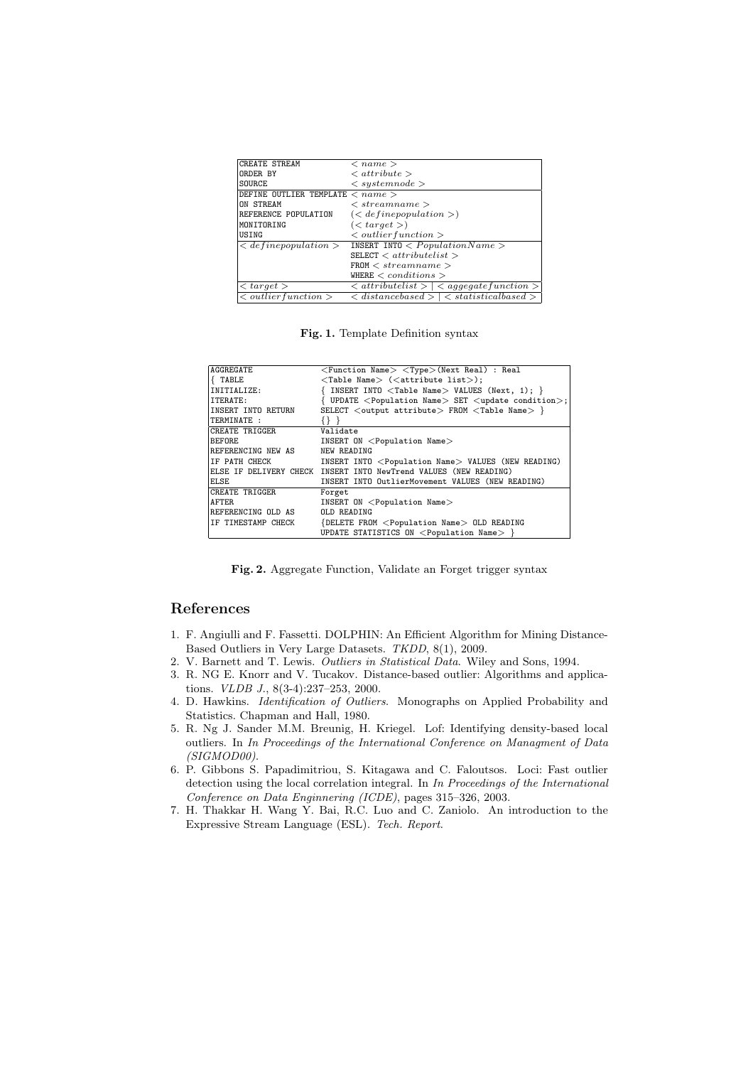| | |
|---|---|
| CREATE STREAM | $< name >$ |
| ORDER BY | $< attribute >$ |
| SOURCE | $< systemnode >$ |
| DEFINE OUTLIER TEMPLATE | $< name >$ |
| ON STREAM | $< streamname >$ |
| REFERENCE POPULATION | $(< definepopulation >)$ |
| MONITORING | $(< target >)$ |
| USING | $< outlierfunction >$ |
| $< definepopulation >$ | INSERT INTO $< PopulationName >$ |
| | SELECT $< attributelist >$ |
| | FROM $< streamname >$ |
| | WHERE $< conditions >$ |
| $< target >$ | $< attributelist >$ \| $< aggegatefunction >$ |
| $< outlierfunction >$ | $< distancebased >$ \| $< statisticalbased >$ |

**Fig. 1.** Template Definition syntax

| | |
|---|---|
| AGGREGATE | <Function Name> <Type>(Next Real) : Real |
| { TABLE | <Table Name> (<attribute list>); |
| INITIALIZE: | { INSERT INTO <Table Name> VALUES (Next, 1); } |
| ITERATE: | { UPDATE <Population Name> SET <update condition>; |
| INSERT INTO RETURN | SELECT <output attribute> FROM <Table Name> } |
| TERMINATE : | {} } |
| CREATE TRIGGER | Validate |
| BEFORE | INSERT ON <Population Name> |
| REFERENCING NEW AS | NEW READING |
| IF PATH CHECK | INSERT INTO <Population Name> VALUES (NEW READING) |
| ELSE IF DELIVERY CHECK | INSERT INTO NewTrend VALUES (NEW READING) |
| ELSE | INSERT INTO OutlierMovement VALUES (NEW READING) |
| CREATE TRIGGER | Forget |
| AFTER | INSERT ON <Population Name> |
| REFERENCING OLD AS | OLD READING |
| IF TIMESTAMP CHECK | {DELETE FROM <Population Name> OLD READING |
| | UPDATE STATISTICS ON <Population Name> } |

**Fig. 2.** Aggregate Function, Validate an Forget trigger syntax

## References

1. F. Angiulli and F. Fassetti. DOLPHIN: An Efficient Algorithm for Mining Distance-Based Outliers in Very Large Datasets. *TKDD*, 8(1), 2009.
2. V. Barnett and T. Lewis. *Outliers in Statistical Data*. Wiley and Sons, 1994.
3. R. NG E. Knorr and V. Tucakov. Distance-based outlier: Algorithms and applications. *VLDB J.*, 8(3-4):237–253, 2000.
4. D. Hawkins. *Identification of Outliers*. Monographs on Applied Probability and Statistics. Chapman and Hall, 1980.
5. R. Ng J. Sander M.M. Breunig, H. Kriegel. Lof: Identifying density-based local outliers. In *In Proceedings of the International Conference on Managment of Data (SIGMOD00)*.
6. P. Gibbons S. Papadimitriou, S. Kitagawa and C. Faloutsos. Loci: Fast outlier detection using the local correlation integral. In *In Proceedings of the International Conference on Data Enginnering (ICDE)*, pages 315–326, 2003.
7. H. Thakkar H. Wang Y. Bai, R.C. Luo and C. Zaniolo. An introduction to the Expressive Stream Language (ESL). *Tech. Report*.